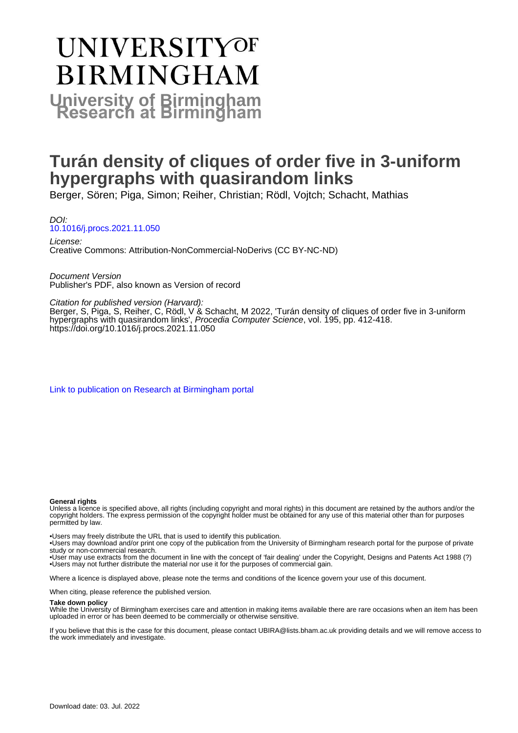# UNIVERSITY OF BIRMINGHAM

**University of Birmingham Research at Birmingham**

# Turán density of cliques of order five in 3-uniform hypergraphs with quasirandom links

Berger, Sören; Piga, Simon; Reiher, Christian; Rödl, Vojtch; Schacht, Mathias

*DOI:*
10.1016/j.procs.2021.11.050

*License:*
Creative Commons: Attribution-NonCommercial-NoDerivs (CC BY-NC-ND)

*Document Version*
Publisher's PDF, also known as Version of record

*Citation for published version (Harvard):*
Berger, S, Piga, S, Reiher, C, Rödl, V & Schacht, M 2022, 'Turán density of cliques of order five in 3-uniform hypergraphs with quasirandom links', *Procedia Computer Science*, vol. 195, pp. 412-418.
https://doi.org/10.1016/j.procs.2021.11.050

Link to publication on Research at Birmingham portal

**General rights**
Unless a licence is specified above, all rights (including copyright and moral rights) in this document are retained by the authors and/or the copyright holders. The express permission of the copyright holder must be obtained for any use of this material other than for purposes permitted by law.

•Users may freely distribute the URL that is used to identify this publication.
•Users may download and/or print one copy of the publication from the University of Birmingham research portal for the purpose of private study or non-commercial research.
•User may use extracts from the document in line with the concept of 'fair dealing' under the Copyright, Designs and Patents Act 1988 (?)
•Users may not further distribute the material nor use it for the purposes of commercial gain.

Where a licence is displayed above, please note the terms and conditions of the licence govern your use of this document.

When citing, please reference the published version.

**Take down policy**
While the University of Birmingham exercises care and attention in making items available there are rare occasions when an item has been uploaded in error or has been deemed to be commercially or otherwise sensitive.

If you believe that this is the case for this document, please contact UBIRA@lists.bham.ac.uk providing details and we will remove access to the work immediately and investigate.

Download date: 03. Jul. 2022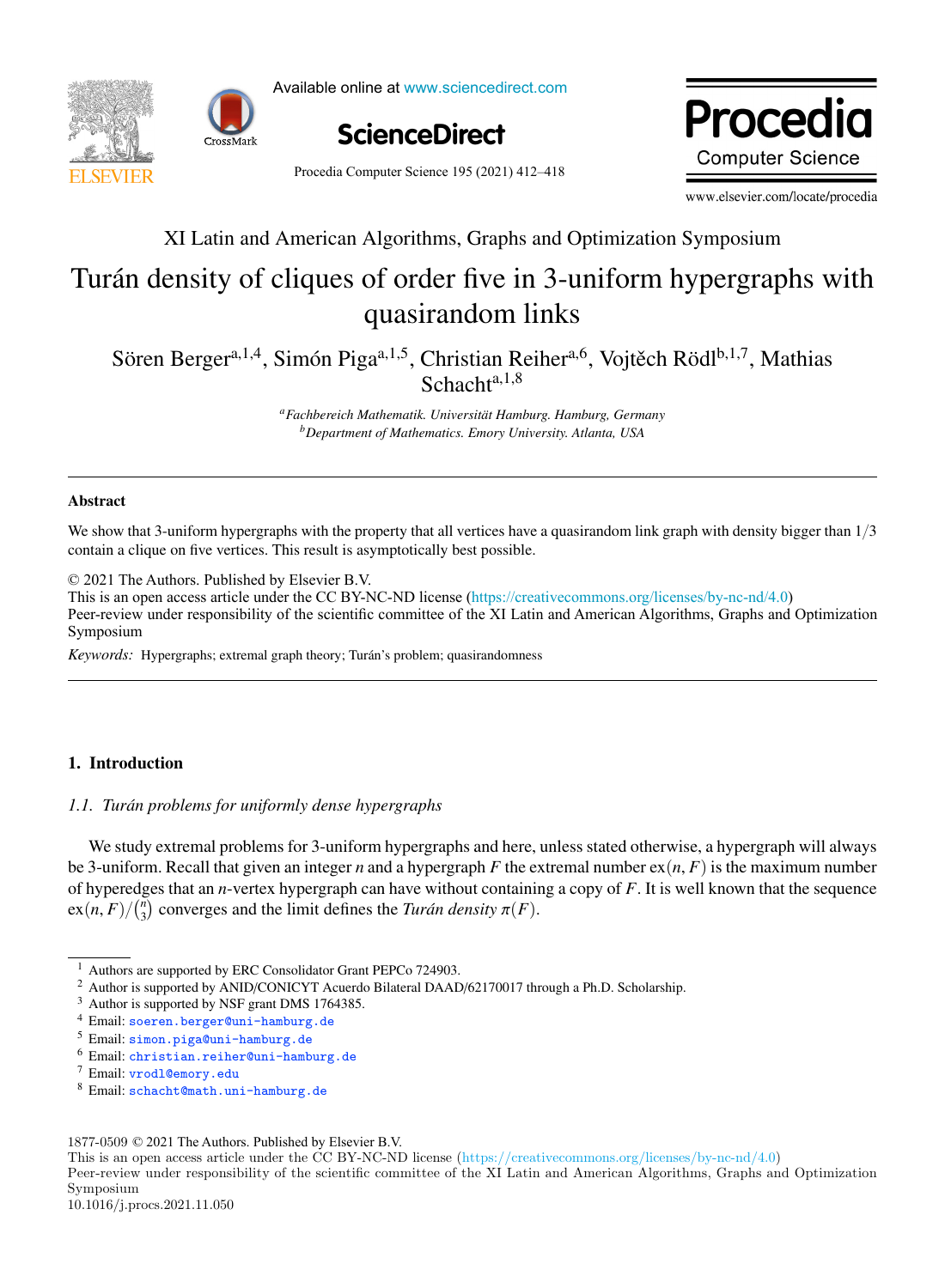XI Latin and American Algorithms, Graphs and Optimization Symposium

# Turán density of cliques of order five in 3-uniform hypergraphs with quasirandom links

Sören Berger[a,1,4], Simón Piga[a,1,5], Christian Reiher[a,6], Vojtěch Rödl[b,1,7], Mathias Schacht[a,1,8]

[a] *Fachbereich Mathematik. Universität Hamburg. Hamburg, Germany*
[b] *Department of Mathematics. Emory University. Atlanta, USA*

---

### Abstract

We show that 3-uniform hypergraphs with the property that all vertices have a quasirandom link graph with density bigger than $1/3$ contain a clique on five vertices. This result is asymptotically best possible.

© 2021 The Authors. Published by Elsevier B.V.
This is an open access article under the CC BY-NC-ND license (https://creativecommons.org/licenses/by-nc-nd/4.0)
Peer-review under responsibility of the scientific committee of the XI Latin and American Algorithms, Graphs and Optimization Symposium

*Keywords:* Hypergraphs; extremal graph theory; Turán's problem; quasirandomness

---

## 1. Introduction

### 1.1. *Turán problems for uniformly dense hypergraphs*

We study extremal problems for 3-uniform hypergraphs and here, unless stated otherwise, a hypergraph will always be 3-uniform. Recall that given an integer $n$ and a hypergraph $F$ the extremal number $\mathrm{ex}(n, F)$ is the maximum number of hyperedges that an $n$-vertex hypergraph can have without containing a copy of $F$. It is well known that the sequence $\mathrm{ex}(n, F)/\binom{n}{3}$ converges and the limit defines the *Turán density* $\pi(F)$.

[1] Authors are supported by ERC Consolidator Grant PEPCo 724903.
[2] Author is supported by ANID/CONICYT Acuerdo Bilateral DAAD/62170017 through a Ph.D. Scholarship.
[3] Author is supported by NSF grant DMS 1764385.
[4] Email: soeren.berger@uni-hamburg.de
[5] Email: simon.piga@uni-hamburg.de
[6] Email: christian.reiher@uni-hamburg.de
[7] Email: vrodl@emory.edu
[8] Email: schacht@math.uni-hamburg.de

1877-0509 © 2021 The Authors. Published by Elsevier B.V.
This is an open access article under the CC BY-NC-ND license (https://creativecommons.org/licenses/by-nc-nd/4.0)
Peer-review under responsibility of the scientific committee of the XI Latin and American Algorithms, Graphs and Optimization Symposium
10.1016/j.procs.2021.11.050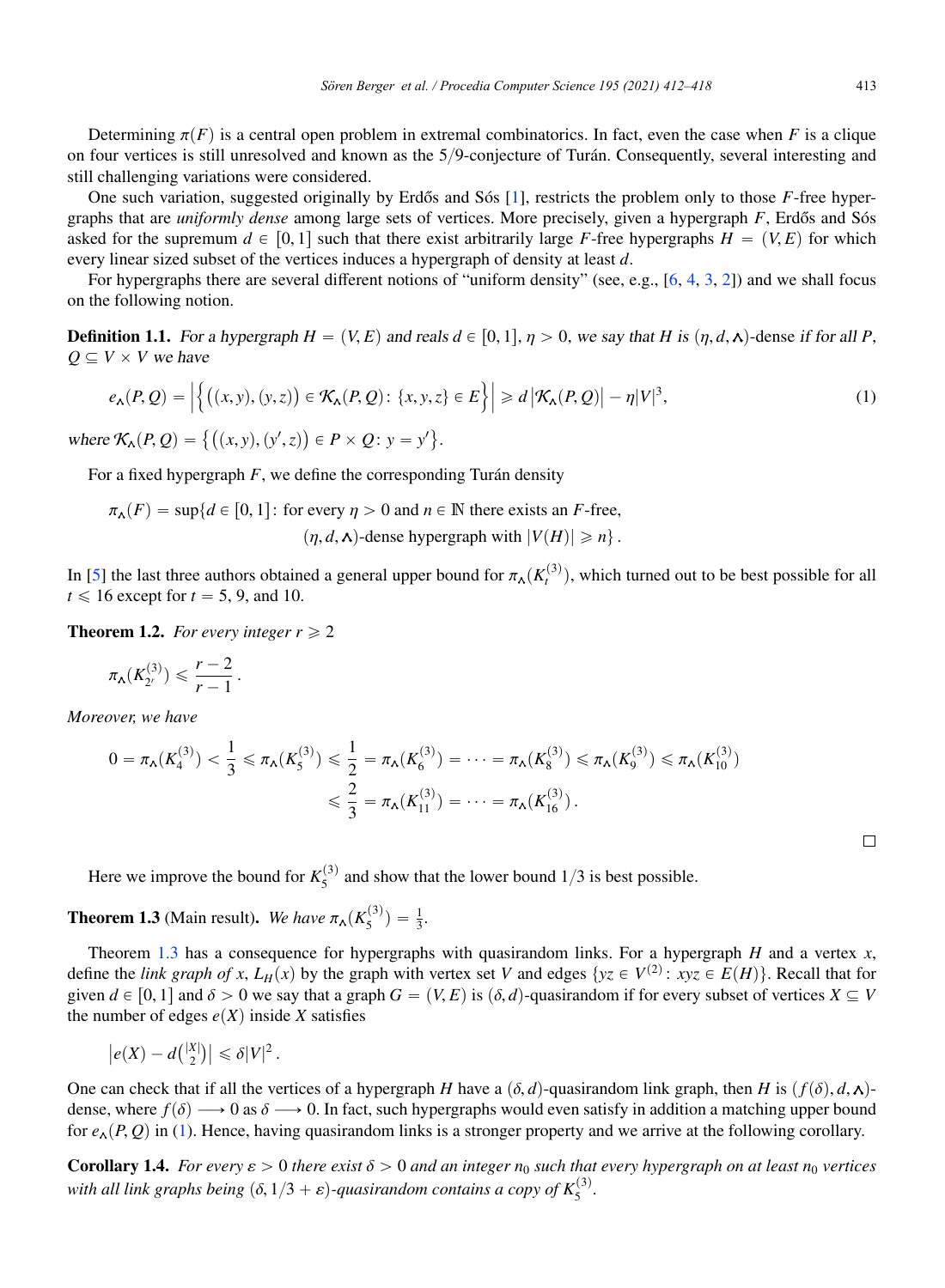Determining $\pi(F)$ is a central open problem in extremal combinatorics. In fact, even the case when $F$ is a clique on four vertices is still unresolved and known as the 5/9-conjecture of Turán. Consequently, several interesting and still challenging variations were considered.

One such variation, suggested originally by Erdős and Sós [1], restricts the problem only to those $F$-free hypergraphs that are *uniformly dense* among large sets of vertices. More precisely, given a hypergraph $F$, Erdős and Sós asked for the supremum $d \in [0,1]$ such that there exist arbitrarily large $F$-free hypergraphs $H = (V, E)$ for which every linear sized subset of the vertices induces a hypergraph of density at least $d$.

For hypergraphs there are several different notions of "uniform density" (see, e.g., [6, 4, 3, 2]) and we shall focus on the following notion.

**Definition 1.1.** *For a hypergraph $H = (V, E)$ and reals $d \in [0,1]$, $\eta > 0$, we say that $H$ is* $(\eta, d, \wedge)$-dense *if for all $P$, $Q \subseteq V \times V$ we have*

$$e_{\wedge}(P,Q) = \left| \left\{ \big((x,y),(y,z)\big) \in \mathcal{K}_{\wedge}(P,Q) \colon \{x,y,z\} \in E \right\} \right| \geqslant d\,\left|\mathcal{K}_{\wedge}(P,Q)\right| - \eta |V|^3, \tag{1}$$

*where $\mathcal{K}_{\wedge}(P,Q) = \left\{ \big((x,y),(y',z)\big) \in P \times Q \colon y = y' \right\}$.*

For a fixed hypergraph $F$, we define the corresponding Turán density

$$\pi_{\wedge}(F) = \sup\{d \in [0,1] \colon \text{for every } \eta > 0 \text{ and } n \in \mathbb{N} \text{ there exists an } F\text{-free, } (\eta, d, \wedge)\text{-dense hypergraph with } |V(H)| \geqslant n\}.$$

In [5] the last three authors obtained a general upper bound for $\pi_{\wedge}(K_t^{(3)})$, which turned out to be best possible for all $t \leqslant 16$ except for $t = 5$, 9, and 10.

**Theorem 1.2.** *For every integer $r \geqslant 2$*

$$\pi_{\wedge}(K_{2^r}^{(3)}) \leqslant \frac{r-2}{r-1}.$$

*Moreover, we have*

$$0 = \pi_{\wedge}(K_4^{(3)}) < \frac{1}{3} \leqslant \pi_{\wedge}(K_5^{(3)}) \leqslant \frac{1}{2} = \pi_{\wedge}(K_6^{(3)}) = \cdots = \pi_{\wedge}(K_8^{(3)}) \leqslant \pi_{\wedge}(K_9^{(3)}) \leqslant \pi_{\wedge}(K_{10}^{(3)}) \leqslant \frac{2}{3} = \pi_{\wedge}(K_{11}^{(3)}) = \cdots = \pi_{\wedge}(K_{16}^{(3)}).$$

□

Here we improve the bound for $K_5^{(3)}$ and show that the lower bound $1/3$ is best possible.

**Theorem 1.3** (Main result). *We have $\pi_{\wedge}(K_5^{(3)}) = \frac{1}{3}$.*

Theorem 1.3 has a consequence for hypergraphs with quasirandom links. For a hypergraph $H$ and a vertex $x$, define the *link graph of* $x$, $L_H(x)$ by the graph with vertex set $V$ and edges $\{yz \in V^{(2)} \colon xyz \in E(H)\}$. Recall that for given $d \in [0,1]$ and $\delta > 0$ we say that a graph $G = (V, E)$ is $(\delta, d)$-quasirandom if for every subset of vertices $X \subseteq V$ the number of edges $e(X)$ inside $X$ satisfies

$$\left| e(X) - d\tbinom{|X|}{2} \right| \leqslant \delta |V|^2.$$

One can check that if all the vertices of a hypergraph $H$ have a $(\delta, d)$-quasirandom link graph, then $H$ is $(f(\delta), d, \wedge)$-dense, where $f(\delta) \longrightarrow 0$ as $\delta \longrightarrow 0$. In fact, such hypergraphs would even satisfy in addition a matching upper bound for $e_{\wedge}(P,Q)$ in (1). Hence, having quasirandom links is a stronger property and we arrive at the following corollary.

**Corollary 1.4.** *For every $\varepsilon > 0$ there exist $\delta > 0$ and an integer $n_0$ such that every hypergraph on at least $n_0$ vertices with all link graphs being $(\delta, 1/3 + \varepsilon)$-quasirandom contains a copy of $K_5^{(3)}$.*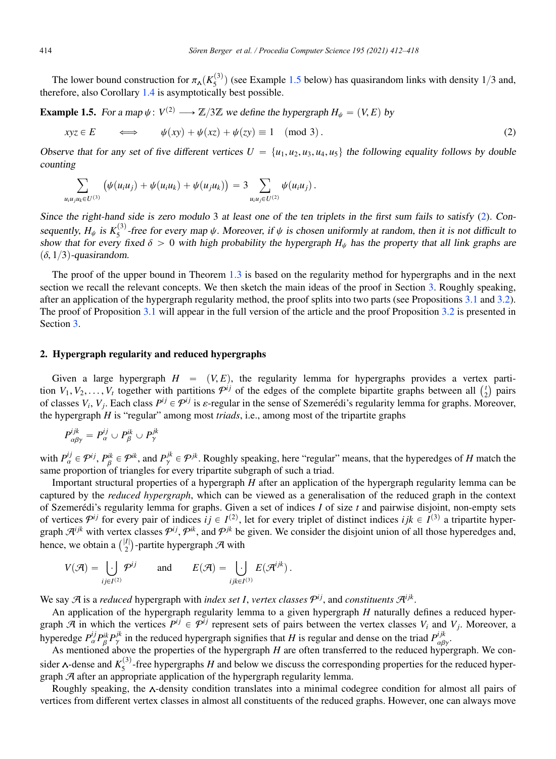The lower bound construction for $\pi_{\wedge}(K_5^{(3)})$ (see Example 1.5 below) has quasirandom links with density $1/3$ and, therefore, also Corollary 1.4 is asymptotically best possible.

**Example 1.5.** *For a map $\psi\colon V^{(2)} \longrightarrow \mathbb{Z}/3\mathbb{Z}$ we define the hypergraph $H_\psi = (V, E)$ by*

$$xyz \in E \qquad \Longleftrightarrow \qquad \psi(xy) + \psi(xz) + \psi(zy) \equiv 1 \pmod 3\,. \tag{2}$$

*Observe that for any set of five different vertices $U = \{u_1, u_2, u_3, u_4, u_5\}$ the following equality follows by double counting*

$$\sum_{u_iu_ju_k \in U^{(3)}} \big(\psi(u_iu_j) + \psi(u_iu_k) + \psi(u_ju_k)\big) = 3 \sum_{u_iu_j \in U^{(2)}} \psi(u_iu_j)\,.$$

*Since the right-hand side is zero modulo 3 at least one of the ten triplets in the first sum fails to satisfy (2). Consequently, $H_\psi$ is $K_5^{(3)}$-free for every map $\psi$. Moreover, if $\psi$ is chosen uniformly at random, then it is not difficult to show that for every fixed $\delta > 0$ with high probability the hypergraph $H_\psi$ has the property that all link graphs are $(\delta, 1/3)$-quasirandom.*

The proof of the upper bound in Theorem 1.3 is based on the regularity method for hypergraphs and in the next section we recall the relevant concepts. We then sketch the main ideas of the proof in Section 3. Roughly speaking, after an application of the hypergraph regularity method, the proof splits into two parts (see Propositions 3.1 and 3.2). The proof of Proposition 3.1 will appear in the full version of the article and the proof Proposition 3.2 is presented in Section 3.

## 2. Hypergraph regularity and reduced hypergraphs

Given a large hypergraph $H = (V, E)$, the regularity lemma for hypergraphs provides a vertex partition $V_1, V_2, \dots, V_t$ together with partitions $\mathcal{P}^{ij}$ of the edges of the complete bipartite graphs between all $\binom{t}{2}$ pairs of classes $V_i$, $V_j$. Each class $P^{ij} \in \mathcal{P}^{ij}$ is $\varepsilon$-regular in the sense of Szemerédi's regularity lemma for graphs. Moreover, the hypergraph $H$ is "regular" among most *triads*, i.e., among most of the tripartite graphs

$$P^{ijk}_{\alpha\beta\gamma} = P^{ij}_\alpha \cup P^{ik}_\beta \cup P^{jk}_\gamma$$

with $P^{ij}_\alpha \in \mathcal{P}^{ij}$, $P^{ik}_\beta \in \mathcal{P}^{ik}$, and $P^{jk}_\gamma \in \mathcal{P}^{jk}$. Roughly speaking, here "regular" means, that the hyperedges of $H$ match the same proportion of triangles for every tripartite subgraph of such a triad.

Important structural properties of a hypergraph $H$ after an application of the hypergraph regularity lemma can be captured by the *reduced hypergraph*, which can be viewed as a generalisation of the reduced graph in the context of Szemerédi's regularity lemma for graphs. Given a set of indices $I$ of size $t$ and pairwise disjoint, non-empty sets of vertices $\mathcal{P}^{ij}$ for every pair of indices $ij \in I^{(2)}$, let for every triplet of distinct indices $ijk \in I^{(3)}$ a tripartite hypergraph $\mathcal{A}^{ijk}$ with vertex classes $\mathcal{P}^{ij}$, $\mathcal{P}^{ik}$, and $\mathcal{P}^{jk}$ be given. We consider the disjoint union of all those hyperedges and, hence, we obtain a $\binom{|I|}{2}$-partite hypergraph $\mathcal{A}$ with

$$V(\mathcal{A}) = \dot{\bigcup_{ij \in I^{(2)}}} \mathcal{P}^{ij} \qquad \text{and} \qquad E(\mathcal{A}) = \dot{\bigcup_{ijk \in I^{(3)}}} E(\mathcal{A}^{ijk})\,.$$

We say $\mathcal{A}$ is a *reduced* hypergraph with *index set $I$*, *vertex classes $\mathcal{P}^{ij}$*, and *constituents $\mathcal{A}^{ijk}$*.

An application of the hypergraph regularity lemma to a given hypergraph $H$ naturally defines a reduced hypergraph $\mathcal{A}$ in which the vertices $P^{ij} \in \mathcal{P}^{ij}$ represent sets of pairs between the vertex classes $V_i$ and $V_j$. Moreover, a hyperedge $P^{ij}_\alpha P^{ik}_\beta P^{jk}_\gamma$ in the reduced hypergraph signifies that $H$ is regular and dense on the triad $P^{ijk}_{\alpha\beta\gamma}$.

As mentioned above the properties of the hypergraph $H$ are often transferred to the reduced hypergraph. We consider $\wedge$-dense and $K_5^{(3)}$-free hypergraphs $H$ and below we discuss the corresponding properties for the reduced hypergraph $\mathcal{A}$ after an appropriate application of the hypergraph regularity lemma.

Roughly speaking, the $\wedge$-density condition translates into a minimal codegree condition for almost all pairs of vertices from different vertex classes in almost all constituents of the reduced graphs. However, one can always move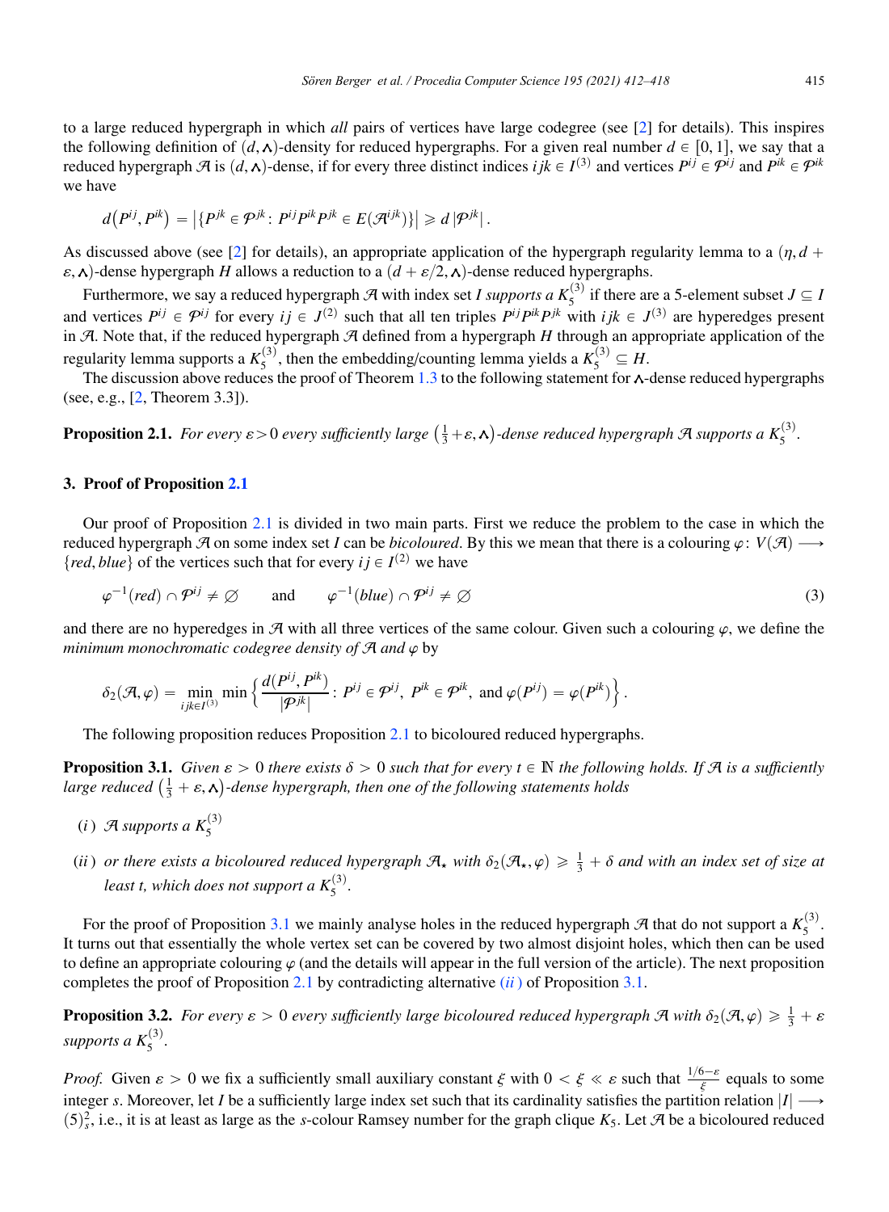to a large reduced hypergraph in which *all* pairs of vertices have large codegree (see [2] for details). This inspires the following definition of $(d, \wedge)$-density for reduced hypergraphs. For a given real number $d \in [0,1]$, we say that a reduced hypergraph $\mathcal{A}$ is $(d, \wedge)$-dense, if for every three distinct indices $ijk \in I^{(3)}$ and vertices $P^{ij} \in \mathcal{P}^{ij}$ and $P^{ik} \in \mathcal{P}^{ik}$ we have

$$d\big(P^{ij}, P^{ik}\big) = \big|\{P^{jk} \in \mathcal{P}^{jk} \colon P^{ij}P^{ik}P^{jk} \in E(\mathcal{A}^{ijk})\}\big| \geqslant d\,|\mathcal{P}^{jk}|\,.$$

As discussed above (see [2] for details), an appropriate application of the hypergraph regularity lemma to a $(\eta, d + \varepsilon, \wedge)$-dense hypergraph $H$ allows a reduction to a $(d + \varepsilon/2, \wedge)$-dense reduced hypergraphs.

Furthermore, we say a reduced hypergraph $\mathcal{A}$ with index set $I$ *supports a* $K_5^{(3)}$ if there are a 5-element subset $J \subseteq I$ and vertices $P^{ij} \in \mathcal{P}^{ij}$ for every $ij \in J^{(2)}$ such that all ten triples $P^{ij}P^{ik}P^{jk}$ with $ijk \in J^{(3)}$ are hyperedges present in $\mathcal{A}$. Note that, if the reduced hypergraph $\mathcal{A}$ defined from a hypergraph $H$ through an appropriate application of the regularity lemma supports a $K_5^{(3)}$, then the embedding/counting lemma yields a $K_5^{(3)} \subseteq H$.

The discussion above reduces the proof of Theorem 1.3 to the following statement for $\wedge$-dense reduced hypergraphs (see, e.g., [2, Theorem 3.3]).

**Proposition 2.1.** *For every $\varepsilon > 0$ every sufficiently large $\left(\frac{1}{3} + \varepsilon, \wedge\right)$-dense reduced hypergraph $\mathcal{A}$ supports a $K_5^{(3)}$.*

## 3. Proof of Proposition 2.1

Our proof of Proposition 2.1 is divided in two main parts. First we reduce the problem to the case in which the reduced hypergraph $\mathcal{A}$ on some index set $I$ can be *bicoloured*. By this we mean that there is a colouring $\varphi \colon V(\mathcal{A}) \longrightarrow \{red, blue\}$ of the vertices such that for every $ij \in I^{(2)}$ we have

$$\varphi^{-1}(red) \cap \mathcal{P}^{ij} \neq \varnothing \qquad \text{and} \qquad \varphi^{-1}(blue) \cap \mathcal{P}^{ij} \neq \varnothing \tag{3}$$

and there are no hyperedges in $\mathcal{A}$ with all three vertices of the same colour. Given such a colouring $\varphi$, we define the *minimum monochromatic codegree density of $\mathcal{A}$ and $\varphi$* by

$$\delta_2(\mathcal{A}, \varphi) = \min_{ijk \in I^{(3)}} \min \left\{ \frac{d(P^{ij}, P^{ik})}{|\mathcal{P}^{jk}|} \colon P^{ij} \in \mathcal{P}^{ij},\ P^{ik} \in \mathcal{P}^{ik},\ \text{and } \varphi(P^{ij}) = \varphi(P^{ik}) \right\}.$$

The following proposition reduces Proposition 2.1 to bicoloured reduced hypergraphs.

**Proposition 3.1.** *Given $\varepsilon > 0$ there exists $\delta > 0$ such that for every $t \in \mathbb{N}$ the following holds. If $\mathcal{A}$ is a sufficiently large reduced $\left(\frac{1}{3} + \varepsilon, \wedge\right)$-dense hypergraph, then one of the following statements holds*

- $(i)$ *$\mathcal{A}$ supports a $K_5^{(3)}$*
- $(ii)$ *or there exists a bicoloured reduced hypergraph $\mathcal{A}_\star$ with $\delta_2(\mathcal{A}_\star, \varphi) \geqslant \frac{1}{3} + \delta$ and with an index set of size at least $t$, which does not support a $K_5^{(3)}$.*

For the proof of Proposition 3.1 we mainly analyse holes in the reduced hypergraph $\mathcal{A}$ that do not support a $K_5^{(3)}$. It turns out that essentially the whole vertex set can be covered by two almost disjoint holes, which then can be used to define an appropriate colouring $\varphi$ (and the details will appear in the full version of the article). The next proposition completes the proof of Proposition 2.1 by contradicting alternative $(ii)$ of Proposition 3.1.

**Proposition 3.2.** *For every $\varepsilon > 0$ every sufficiently large bicoloured reduced hypergraph $\mathcal{A}$ with $\delta_2(\mathcal{A}, \varphi) \geqslant \frac{1}{3} + \varepsilon$ supports a $K_5^{(3)}$.*

*Proof.* Given $\varepsilon > 0$ we fix a sufficiently small auxiliary constant $\xi$ with $0 < \xi \ll \varepsilon$ such that $\frac{1/6 - \varepsilon}{\xi}$ equals to some integer $s$. Moreover, let $I$ be a sufficiently large index set such that its cardinality satisfies the partition relation $|I| \longrightarrow (5)^2_s$, i.e., it is at least as large as the $s$-colour Ramsey number for the graph clique $K_5$. Let $\mathcal{A}$ be a bicoloured reduced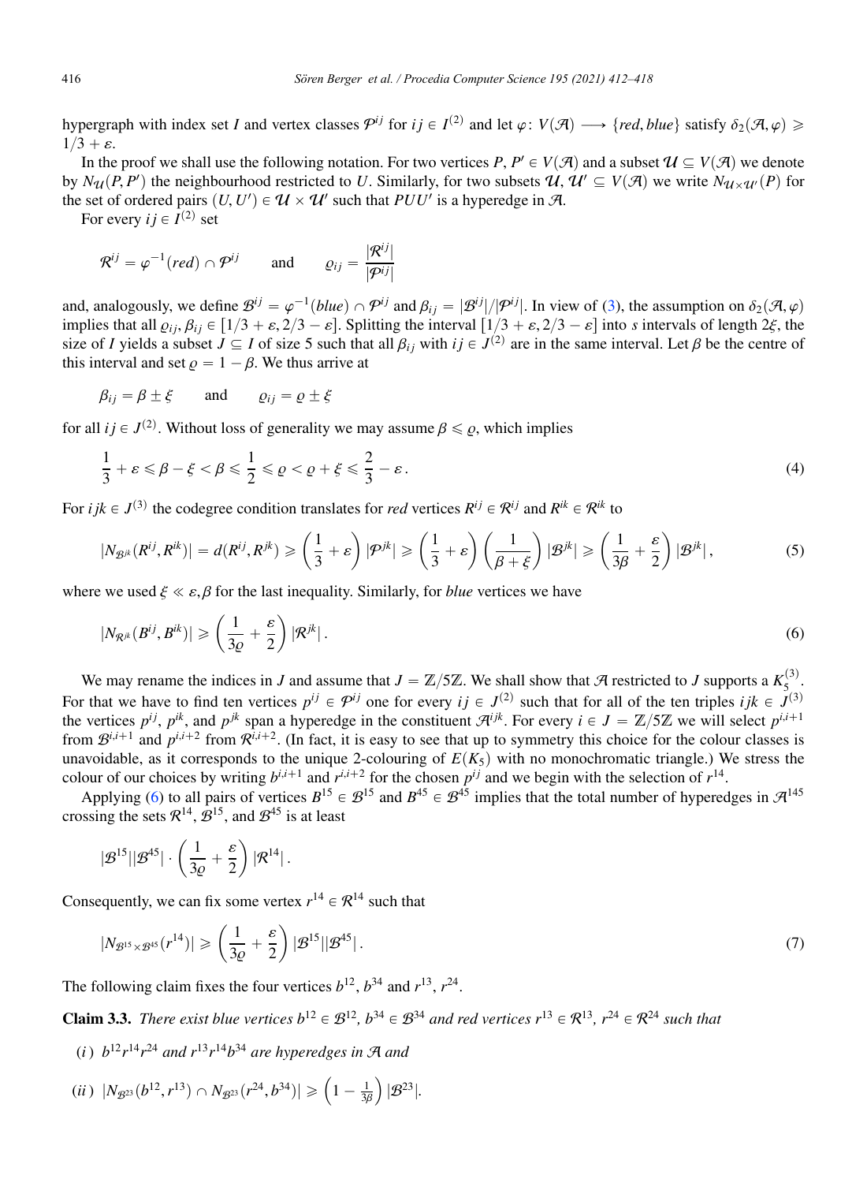hypergraph with index set $I$ and vertex classes $\mathcal{P}^{ij}$ for $ij \in I^{(2)}$ and let $\varphi\colon V(\mathcal{A}) \longrightarrow \{red, blue\}$ satisfy $\delta_2(\mathcal{A},\varphi) \geqslant 1/3+\varepsilon$.

In the proof we shall use the following notation. For two vertices $P, P' \in V(\mathcal{A})$ and a subset $\mathcal{U} \subseteq V(\mathcal{A})$ we denote by $N_{\mathcal{U}}(P,P')$ the neighbourhood restricted to $U$. Similarly, for two subsets $\mathcal{U}, \mathcal{U}' \subseteq V(\mathcal{A})$ we write $N_{\mathcal{U}\times\mathcal{U}'}(P)$ for the set of ordered pairs $(U,U') \in \mathcal{U}\times\mathcal{U}'$ such that $PUU'$ is a hyperedge in $\mathcal{A}$.

For every $ij \in I^{(2)}$ set

$$\mathcal{R}^{ij} = \varphi^{-1}(red) \cap \mathcal{P}^{ij} \qquad \text{and} \qquad \varrho_{ij} = \frac{|\mathcal{R}^{ij}|}{|\mathcal{P}^{ij}|}$$

and, analogously, we define $\mathcal{B}^{ij} = \varphi^{-1}(blue) \cap \mathcal{P}^{ij}$ and $\beta_{ij} = |\mathcal{B}^{ij}|/|\mathcal{P}^{ij}|$. In view of (3), the assumption on $\delta_2(\mathcal{A},\varphi)$ implies that all $\varrho_{ij}, \beta_{ij} \in [1/3+\varepsilon, 2/3-\varepsilon]$. Splitting the interval $[1/3+\varepsilon, 2/3-\varepsilon]$ into $s$ intervals of length $2\xi$, the size of $I$ yields a subset $J \subseteq I$ of size 5 such that all $\beta_{ij}$ with $ij \in J^{(2)}$ are in the same interval. Let $\beta$ be the centre of this interval and set $\varrho = 1-\beta$. We thus arrive at

$$\beta_{ij} = \beta \pm \xi \qquad \text{and} \qquad \varrho_{ij} = \varrho \pm \xi$$

for all $ij \in J^{(2)}$. Without loss of generality we may assume $\beta \leqslant \varrho$, which implies

$$\frac{1}{3}+\varepsilon \leqslant \beta - \xi < \beta \leqslant \frac{1}{2} \leqslant \varrho < \varrho + \xi \leqslant \frac{2}{3} - \varepsilon\,. \tag{4}$$

For $ijk \in J^{(3)}$ the codegree condition translates for *red* vertices $R^{ij} \in \mathcal{R}^{ij}$ and $R^{ik} \in \mathcal{R}^{ik}$ to

$$|N_{\mathcal{B}^{jk}}(R^{ij}, R^{ik})| = d(R^{ij}, R^{jk}) \geqslant \left(\frac{1}{3}+\varepsilon\right)|\mathcal{P}^{jk}| \geqslant \left(\frac{1}{3}+\varepsilon\right)\left(\frac{1}{\beta+\xi}\right)|\mathcal{B}^{jk}| \geqslant \left(\frac{1}{3\beta}+\frac{\varepsilon}{2}\right)|\mathcal{B}^{jk}|\,, \tag{5}$$

where we used $\xi \ll \varepsilon, \beta$ for the last inequality. Similarly, for *blue* vertices we have

$$|N_{\mathcal{R}^{jk}}(B^{ij}, B^{ik})| \geqslant \left(\frac{1}{3\varrho}+\frac{\varepsilon}{2}\right)|\mathcal{R}^{jk}|\,. \tag{6}$$

We may rename the indices in $J$ and assume that $J = \mathbb{Z}/5\mathbb{Z}$. We shall show that $\mathcal{A}$ restricted to $J$ supports a $K_5^{(3)}$. For that we have to find ten vertices $p^{ij} \in \mathcal{P}^{ij}$ one for every $ij \in J^{(2)}$ such that for all of the ten triples $ijk \in J^{(3)}$ the vertices $p^{ij}$, $p^{ik}$, and $p^{jk}$ span a hyperedge in the constituent $\mathcal{A}^{ijk}$. For every $i \in J = \mathbb{Z}/5\mathbb{Z}$ we will select $p^{i,i+1}$ from $\mathcal{B}^{i,i+1}$ and $p^{i,i+2}$ from $\mathcal{R}^{i,i+2}$. (In fact, it is easy to see that up to symmetry this choice for the colour classes is unavoidable, as it corresponds to the unique 2-colouring of $E(K_5)$ with no monochromatic triangle.) We stress the colour of our choices by writing $b^{i,i+1}$ and $r^{i,i+2}$ for the chosen $p^{ij}$ and we begin with the selection of $r^{14}$.

Applying (6) to all pairs of vertices $B^{15} \in \mathcal{B}^{15}$ and $B^{45} \in \mathcal{B}^{45}$ implies that the total number of hyperedges in $\mathcal{A}^{145}$ crossing the sets $\mathcal{R}^{14}$, $\mathcal{B}^{15}$, and $\mathcal{B}^{45}$ is at least

$$|\mathcal{B}^{15}||\mathcal{B}^{45}| \cdot \left(\frac{1}{3\varrho}+\frac{\varepsilon}{2}\right)|\mathcal{R}^{14}|\,.$$

Consequently, we can fix some vertex $r^{14} \in \mathcal{R}^{14}$ such that

$$|N_{\mathcal{B}^{15}\times\mathcal{B}^{45}}(r^{14})| \geqslant \left(\frac{1}{3\varrho}+\frac{\varepsilon}{2}\right)|\mathcal{B}^{15}||\mathcal{B}^{45}|\,. \tag{7}$$

The following claim fixes the four vertices $b^{12}$, $b^{34}$ and $r^{13}$, $r^{24}$.

**Claim 3.3.** *There exist blue vertices $b^{12} \in \mathcal{B}^{12}$, $b^{34} \in \mathcal{B}^{34}$ and red vertices $r^{13} \in \mathcal{R}^{13}$, $r^{24} \in \mathcal{R}^{24}$ such that*

(*i*) *$b^{12}r^{14}r^{24}$ and $r^{13}r^{14}b^{34}$ are hyperedges in $\mathcal{A}$ and*

(*ii*) $|N_{\mathcal{B}^{23}}(b^{12}, r^{13}) \cap N_{\mathcal{B}^{23}}(r^{24}, b^{34})| \geqslant \left(1-\frac{1}{3\beta}\right)|\mathcal{B}^{23}|$.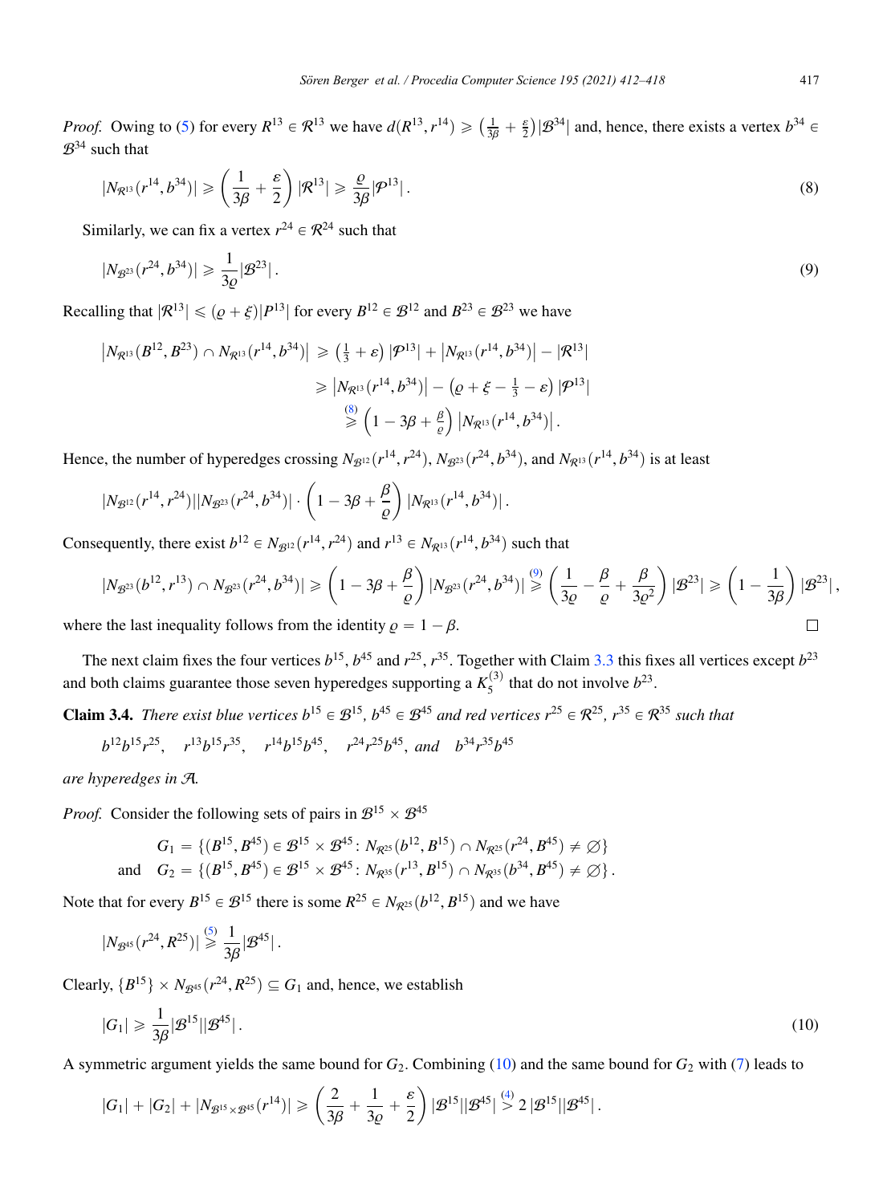*Proof.* Owing to (5) for every $R^{13} \in \mathcal{R}^{13}$ we have $d(R^{13}, r^{14}) \geqslant \left(\frac{1}{3\beta} + \frac{\varepsilon}{2}\right)|\mathcal{B}^{34}|$ and, hence, there exists a vertex $b^{34} \in \mathcal{B}^{34}$ such that

$$|N_{\mathcal{R}^{13}}(r^{14}, b^{34})| \geqslant \left(\frac{1}{3\beta} + \frac{\varepsilon}{2}\right)|\mathcal{R}^{13}| \geqslant \frac{\varrho}{3\beta}|\mathcal{P}^{13}|. \tag{8}$$

Similarly, we can fix a vertex $r^{24} \in \mathcal{R}^{24}$ such that

$$|N_{\mathcal{B}^{23}}(r^{24}, b^{34})| \geqslant \frac{1}{3\varrho}|\mathcal{B}^{23}|. \tag{9}$$

Recalling that $|\mathcal{R}^{13}| \leqslant (\varrho + \xi)|P^{13}|$ for every $B^{12} \in \mathcal{B}^{12}$ and $B^{23} \in \mathcal{B}^{23}$ we have

$$\begin{aligned}
\left|N_{\mathcal{R}^{13}}(B^{12}, B^{23}) \cap N_{\mathcal{R}^{13}}(r^{14}, b^{34})\right| &\geqslant \left(\tfrac{1}{3} + \varepsilon\right)|\mathcal{P}^{13}| + \left|N_{\mathcal{R}^{13}}(r^{14}, b^{34})\right| - |\mathcal{R}^{13}| \\
&\geqslant \left|N_{\mathcal{R}^{13}}(r^{14}, b^{34})\right| - \left(\varrho + \xi - \tfrac{1}{3} - \varepsilon\right)|\mathcal{P}^{13}| \\
&\overset{(8)}{\geqslant} \left(1 - 3\beta + \tfrac{\beta}{\varrho}\right)\left|N_{\mathcal{R}^{13}}(r^{14}, b^{34})\right|.
\end{aligned}$$

Hence, the number of hyperedges crossing $N_{\mathcal{B}^{12}}(r^{14}, r^{24})$, $N_{\mathcal{B}^{23}}(r^{24}, b^{34})$, and $N_{\mathcal{R}^{13}}(r^{14}, b^{34})$ is at least

$$|N_{\mathcal{B}^{12}}(r^{14}, r^{24})||N_{\mathcal{B}^{23}}(r^{24}, b^{34})| \cdot \left(1 - 3\beta + \frac{\beta}{\varrho}\right)|N_{\mathcal{R}^{13}}(r^{14}, b^{34})|.$$

Consequently, there exist $b^{12} \in N_{\mathcal{B}^{12}}(r^{14}, r^{24})$ and $r^{13} \in N_{\mathcal{R}^{13}}(r^{14}, b^{34})$ such that

$$|N_{\mathcal{B}^{23}}(b^{12}, r^{13}) \cap N_{\mathcal{B}^{23}}(r^{24}, b^{34})| \geqslant \left(1 - 3\beta + \frac{\beta}{\varrho}\right)|N_{\mathcal{B}^{23}}(r^{24}, b^{34})| \overset{(9)}{\geqslant} \left(\frac{1}{3\varrho} - \frac{\beta}{\varrho} + \frac{\beta}{3\varrho^2}\right)|\mathcal{B}^{23}| \geqslant \left(1 - \frac{1}{3\beta}\right)|\mathcal{B}^{23}|,$$

where the last inequality follows from the identity $\varrho = 1 - \beta$. □

The next claim fixes the four vertices $b^{15}$, $b^{45}$ and $r^{25}$, $r^{35}$. Together with Claim 3.3 this fixes all vertices except $b^{23}$ and both claims guarantee those seven hyperedges supporting a $K_5^{(3)}$ that do not involve $b^{23}$.

**Claim 3.4.** *There exist blue vertices $b^{15} \in \mathcal{B}^{15}$, $b^{45} \in \mathcal{B}^{45}$ and red vertices $r^{25} \in \mathcal{R}^{25}$, $r^{35} \in \mathcal{R}^{35}$ such that*

$$b^{12}b^{15}r^{25}, \quad r^{13}b^{15}r^{35}, \quad r^{14}b^{15}b^{45}, \quad r^{24}r^{25}b^{45}, \text{ and } \quad b^{34}r^{35}b^{45}$$

*are hyperedges in $\mathcal{A}$.*

*Proof.* Consider the following sets of pairs in $\mathcal{B}^{15} \times \mathcal{B}^{45}$

$$\begin{aligned}
G_1 &= \{(B^{15}, B^{45}) \in \mathcal{B}^{15} \times \mathcal{B}^{45} \colon N_{\mathcal{R}^{25}}(b^{12}, B^{15}) \cap N_{\mathcal{R}^{25}}(r^{24}, B^{45}) \neq \varnothing\} \\
\text{and} \quad G_2 &= \{(B^{15}, B^{45}) \in \mathcal{B}^{15} \times \mathcal{B}^{45} \colon N_{\mathcal{R}^{35}}(r^{13}, B^{15}) \cap N_{\mathcal{R}^{35}}(b^{34}, B^{45}) \neq \varnothing\}.
\end{aligned}$$

Note that for every $B^{15} \in \mathcal{B}^{15}$ there is some $R^{25} \in N_{\mathcal{R}^{25}}(b^{12}, B^{15})$ and we have

$$|N_{\mathcal{B}^{45}}(r^{24}, R^{25})| \overset{(5)}{\geqslant} \frac{1}{3\beta}|\mathcal{B}^{45}|.$$

Clearly, $\{B^{15}\} \times N_{\mathcal{B}^{45}}(r^{24}, R^{25}) \subseteq G_1$ and, hence, we establish

$$|G_1| \geqslant \frac{1}{3\beta}|\mathcal{B}^{15}||\mathcal{B}^{45}|. \tag{10}$$

A symmetric argument yields the same bound for $G_2$. Combining (10) and the same bound for $G_2$ with (7) leads to

$$|G_1| + |G_2| + |N_{\mathcal{B}^{15} \times \mathcal{B}^{45}}(r^{14})| \geqslant \left(\frac{2}{3\beta} + \frac{1}{3\varrho} + \frac{\varepsilon}{2}\right)|\mathcal{B}^{15}||\mathcal{B}^{45}| \overset{(4)}{>} 2\,|\mathcal{B}^{15}||\mathcal{B}^{45}|.$$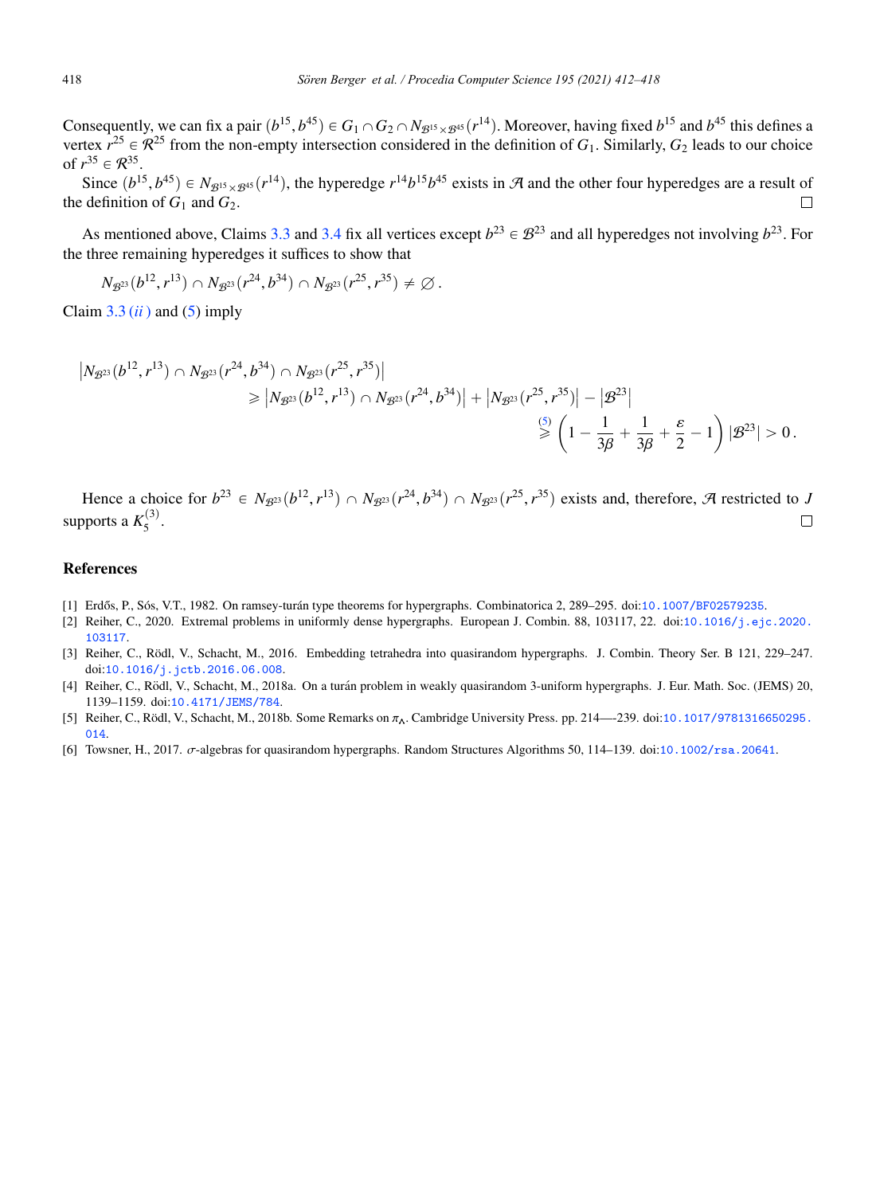Consequently, we can fix a pair $(b^{15}, b^{45}) \in G_1 \cap G_2 \cap N_{\mathcal{B}^{15}\times\mathcal{B}^{45}}(r^{14})$. Moreover, having fixed $b^{15}$ and $b^{45}$ this defines a vertex $r^{25} \in \mathcal{R}^{25}$ from the non-empty intersection considered in the definition of $G_1$. Similarly, $G_2$ leads to our choice of $r^{35} \in \mathcal{R}^{35}$.

Since $(b^{15}, b^{45}) \in N_{\mathcal{B}^{15}\times\mathcal{B}^{45}}(r^{14})$, the hyperedge $r^{14}b^{15}b^{45}$ exists in $\mathcal{A}$ and the other four hyperedges are a result of the definition of $G_1$ and $G_2$. □

As mentioned above, Claims 3.3 and 3.4 fix all vertices except $b^{23} \in \mathcal{B}^{23}$ and all hyperedges not involving $b^{23}$. For the three remaining hyperedges it suffices to show that

$$N_{\mathcal{B}^{23}}(b^{12}, r^{13}) \cap N_{\mathcal{B}^{23}}(r^{24}, b^{34}) \cap N_{\mathcal{B}^{23}}(r^{25}, r^{35}) \neq \varnothing\,.$$

Claim 3.3 *(ii)* and (5) imply

$$\begin{aligned}
\big|N_{\mathcal{B}^{23}}(b^{12}, r^{13}) \cap N_{\mathcal{B}^{23}}(r^{24}, b^{34}) \cap N_{\mathcal{B}^{23}}(r^{25}, r^{35})\big| &\\
\geqslant \big|N_{\mathcal{B}^{23}}(b^{12}, r^{13}) \cap N_{\mathcal{B}^{23}}(r^{24}, b^{34})\big| &+ \big|N_{\mathcal{B}^{23}}(r^{25}, r^{35})\big| - \big|\mathcal{B}^{23}\big| \\
&\overset{(5)}{\geqslant} \left(1 - \frac{1}{3\beta} + \frac{1}{3\beta} + \frac{\varepsilon}{2} - 1\right)|\mathcal{B}^{23}| > 0\,.
\end{aligned}$$

Hence a choice for $b^{23} \in N_{\mathcal{B}^{23}}(b^{12}, r^{13}) \cap N_{\mathcal{B}^{23}}(r^{24}, b^{34}) \cap N_{\mathcal{B}^{23}}(r^{25}, r^{35})$ exists and, therefore, $\mathcal{A}$ restricted to $J$ supports a $K_5^{(3)}$. □

## References

[1] Erdős, P., Sós, V.T., 1982. On ramsey-turán type theorems for hypergraphs. Combinatorica 2, 289–295. doi:10.1007/BF02579235.

[2] Reiher, C., 2020. Extremal problems in uniformly dense hypergraphs. European J. Combin. 88, 103117, 22. doi:10.1016/j.ejc.2020.103117.

[3] Reiher, C., Rödl, V., Schacht, M., 2016. Embedding tetrahedra into quasirandom hypergraphs. J. Combin. Theory Ser. B 121, 229–247. doi:10.1016/j.jctb.2016.06.008.

[4] Reiher, C., Rödl, V., Schacht, M., 2018a. On a turán problem in weakly quasirandom 3-uniform hypergraphs. J. Eur. Math. Soc. (JEMS) 20, 1139–1159. doi:10.4171/JEMS/784.

[5] Reiher, C., Rödl, V., Schacht, M., 2018b. Some Remarks on $\pi_{\wedge}$. Cambridge University Press. pp. 214—-239. doi:10.1017/9781316650295.014.

[6] Towsner, H., 2017. $\sigma$-algebras for quasirandom hypergraphs. Random Structures Algorithms 50, 114–139. doi:10.1002/rsa.20641.